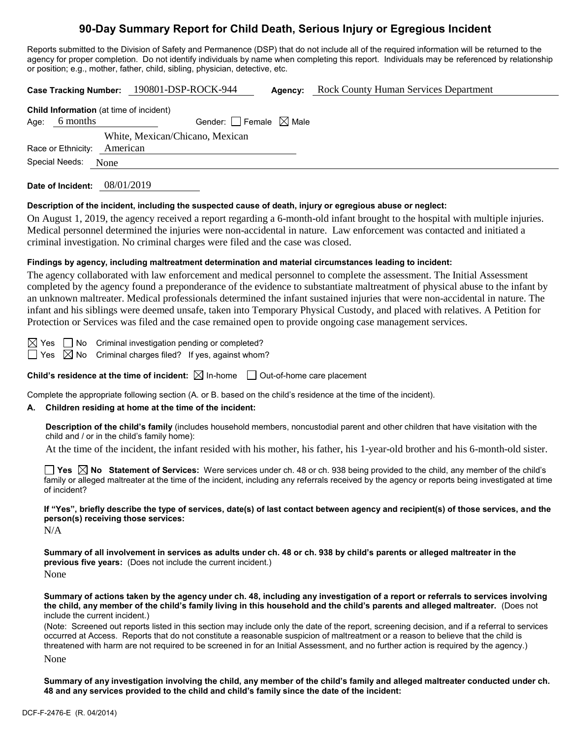# 90-Day Summary Report for Child Death, Serious Injury or Egregious Incident

Reports submitted to the Division of Safety and Permanence (DSP) that do not include all of the required information will be returned to the agency for proper completion. Do not identify individuals by name when completing this report. Individuals may be referenced by relationship or position; e.g., mother, father, child, sibling, physician, detective, etc.

**Case Tracking Number:** 190801-DSP-ROCK-944 **Agency:** Rock County Human Services Department

**Child Information** (at time of incident)

Age: 6 months Gender: ☐ Female ☒ Male

Race or Ethnicity: White, Mexican/Chicano, Mexican American

Special Needs: None

**Date of Incident:** 08/01/2019

**Description of the incident, including the suspected cause of death, injury or egregious abuse or neglect:**

On August 1, 2019, the agency received a report regarding a 6-month-old infant brought to the hospital with multiple injuries. Medical personnel determined the injuries were non-accidental in nature. Law enforcement was contacted and initiated a criminal investigation. No criminal charges were filed and the case was closed.

**Findings by agency, including maltreatment determination and material circumstances leading to incident:**

The agency collaborated with law enforcement and medical personnel to complete the assessment. The Initial Assessment completed by the agency found a preponderance of the evidence to substantiate maltreatment of physical abuse to the infant by an unknown maltreater. Medical professionals determined the infant sustained injuries that were non-accidental in nature. The infant and his siblings were deemed unsafe, taken into Temporary Physical Custody, and placed with relatives. A Petition for Protection or Services was filed and the case remained open to provide ongoing case management services.

☒ Yes ☐ No Criminal investigation pending or completed?

☐ Yes ☒ No Criminal charges filed? If yes, against whom?

**Child's residence at the time of incident:** ☒ In-home ☐ Out-of-home care placement

Complete the appropriate following section (A. or B. based on the child's residence at the time of the incident).

**A. Children residing at home at the time of the incident:**

**Description of the child's family** (includes household members, noncustodial parent and other children that have visitation with the child and / or in the child's family home):

At the time of the incident, the infant resided with his mother, his father, his 1-year-old brother and his 6-month-old sister.

☐ **Yes** ☒ **No Statement of Services:** Were services under ch. 48 or ch. 938 being provided to the child, any member of the child's family or alleged maltreater at the time of the incident, including any referrals received by the agency or reports being investigated at time of incident?

**If "Yes", briefly describe the type of services, date(s) of last contact between agency and recipient(s) of those services, and the person(s) receiving those services:**

N/A

**Summary of all involvement in services as adults under ch. 48 or ch. 938 by child's parents or alleged maltreater in the previous five years:** (Does not include the current incident.)

None

**Summary of actions taken by the agency under ch. 48, including any investigation of a report or referrals to services involving the child, any member of the child's family living in this household and the child's parents and alleged maltreater.** (Does not include the current incident.)

(Note: Screened out reports listed in this section may include only the date of the report, screening decision, and if a referral to services occurred at Access. Reports that do not constitute a reasonable suspicion of maltreatment or a reason to believe that the child is threatened with harm are not required to be screened in for an Initial Assessment, and no further action is required by the agency.)

None

**Summary of any investigation involving the child, any member of the child's family and alleged maltreater conducted under ch. 48 and any services provided to the child and child's family since the date of the incident:**

DCF-F-2476-E (R. 04/2014)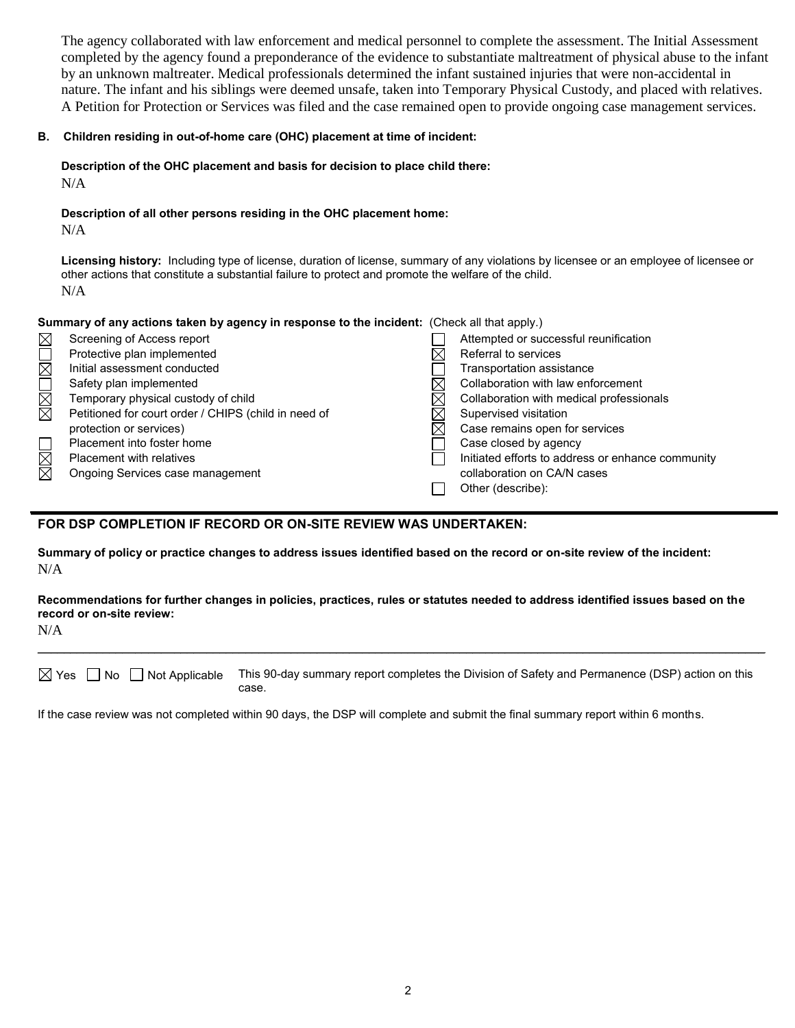The agency collaborated with law enforcement and medical personnel to complete the assessment. The Initial Assessment completed by the agency found a preponderance of the evidence to substantiate maltreatment of physical abuse to the infant by an unknown maltreater. Medical professionals determined the infant sustained injuries that were non-accidental in nature. The infant and his siblings were deemed unsafe, taken into Temporary Physical Custody, and placed with relatives. A Petition for Protection or Services was filed and the case remained open to provide ongoing case management services.

**B. Children residing in out-of-home care (OHC) placement at time of incident:**

**Description of the OHC placement and basis for decision to place child there:**
N/A

**Description of all other persons residing in the OHC placement home:**
N/A

**Licensing history:** Including type of license, duration of license, summary of any violations by licensee or an employee of licensee or other actions that constitute a substantial failure to protect and promote the welfare of the child.
N/A

**Summary of any actions taken by agency in response to the incident:** (Check all that apply.)

- ☒ Screening of Access report
- ☐ Protective plan implemented
- ☒ Initial assessment conducted
- ☐ Safety plan implemented
- ☒ Temporary physical custody of child
- ☒ Petitioned for court order / CHIPS (child in need of protection or services)
- ☐ Placement into foster home
- ☒ Placement with relatives
- ☒ Ongoing Services case management
- ☐ Attempted or successful reunification
- ☒ Referral to services
- ☐ Transportation assistance
- ☒ Collaboration with law enforcement
- ☒ Collaboration with medical professionals
- ☒ Supervised visitation
- ☒ Case remains open for services
- ☐ Case closed by agency
- ☐ Initiated efforts to address or enhance community collaboration on CA/N cases
- ☐ Other (describe):

## FOR DSP COMPLETION IF RECORD OR ON-SITE REVIEW WAS UNDERTAKEN:

**Summary of policy or practice changes to address issues identified based on the record or on-site review of the incident:**
N/A

**Recommendations for further changes in policies, practices, rules or statutes needed to address identified issues based on the record or on-site review:**
N/A

---

☒ Yes ☐ No ☐ Not Applicable This 90-day summary report completes the Division of Safety and Permanence (DSP) action on this case.

If the case review was not completed within 90 days, the DSP will complete and submit the final summary report within 6 months.